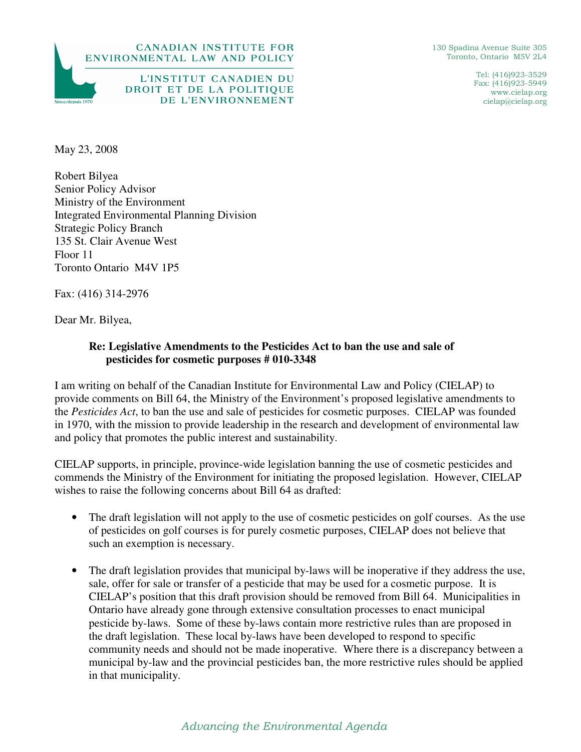CANADIAN INSTITUTE FOR ENVIRONMENTAL LAW AND POLICY

L'INSTITUT CANADIEN DU DROIT ET DE LA POLITIQUE DE L'ENVIRONNEMENT

Since/depuis 1970

130 Spadina Avenue Suite 305
Toronto, Ontario M5V 2L4

Tel: (416)923-3529
Fax: (416)923-5949
www.cielap.org
cielap@cielap.org

May 23, 2008

Robert Bilyea
Senior Policy Advisor
Ministry of the Environment
Integrated Environmental Planning Division
Strategic Policy Branch
135 St. Clair Avenue West
Floor 11
Toronto Ontario M4V 1P5

Fax: (416) 314-2976

Dear Mr. Bilyea,

**Re: Legislative Amendments to the Pesticides Act to ban the use and sale of pesticides for cosmetic purposes # 010-3348**

I am writing on behalf of the Canadian Institute for Environmental Law and Policy (CIELAP) to provide comments on Bill 64, the Ministry of the Environment's proposed legislative amendments to the *Pesticides Act*, to ban the use and sale of pesticides for cosmetic purposes. CIELAP was founded in 1970, with the mission to provide leadership in the research and development of environmental law and policy that promotes the public interest and sustainability.

CIELAP supports, in principle, province-wide legislation banning the use of cosmetic pesticides and commends the Ministry of the Environment for initiating the proposed legislation. However, CIELAP wishes to raise the following concerns about Bill 64 as drafted:

- The draft legislation will not apply to the use of cosmetic pesticides on golf courses. As the use of pesticides on golf courses is for purely cosmetic purposes, CIELAP does not believe that such an exemption is necessary.

- The draft legislation provides that municipal by-laws will be inoperative if they address the use, sale, offer for sale or transfer of a pesticide that may be used for a cosmetic purpose. It is CIELAP's position that this draft provision should be removed from Bill 64. Municipalities in Ontario have already gone through extensive consultation processes to enact municipal pesticide by-laws. Some of these by-laws contain more restrictive rules than are proposed in the draft legislation. These local by-laws have been developed to respond to specific community needs and should not be made inoperative. Where there is a discrepancy between a municipal by-law and the provincial pesticides ban, the more restrictive rules should be applied in that municipality.

*Advancing the Environmental Agenda*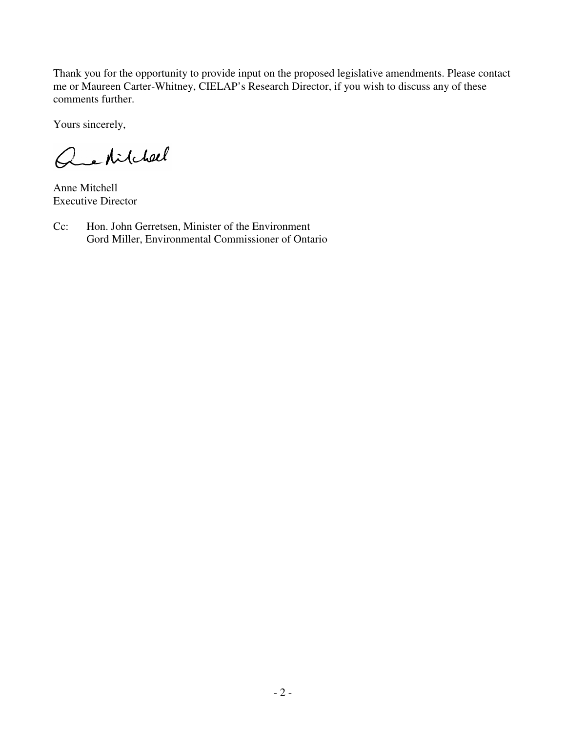Thank you for the opportunity to provide input on the proposed legislative amendments. Please contact me or Maureen Carter-Whitney, CIELAP's Research Director, if you wish to discuss any of these comments further.

Yours sincerely,

Anne Mitchell
Executive Director

Cc: Hon. John Gerretsen, Minister of the Environment
Gord Miller, Environmental Commissioner of Ontario